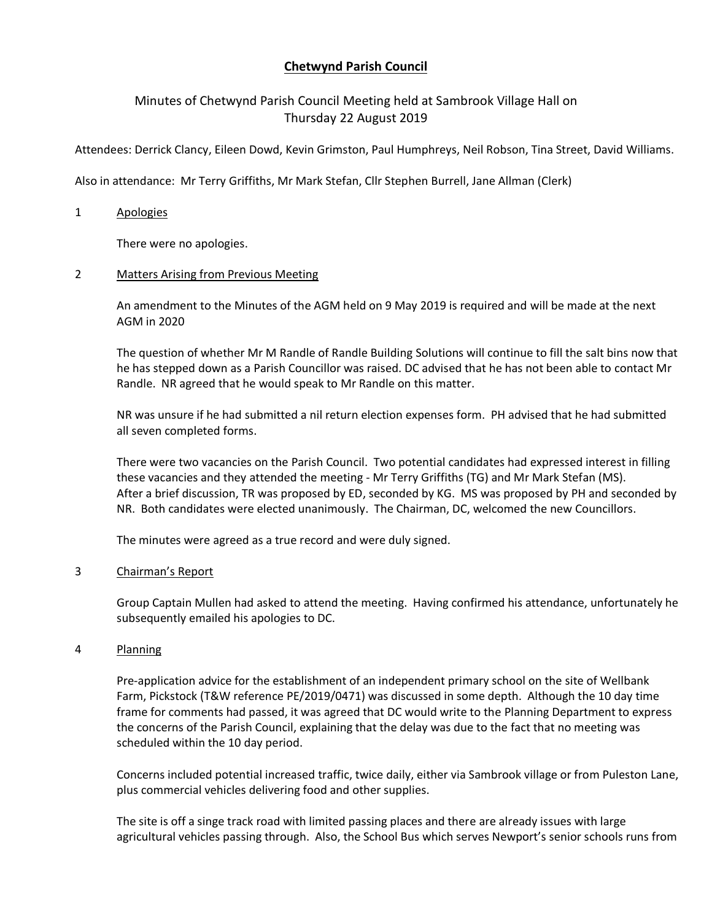# Chetwynd Parish Council

Minutes of Chetwynd Parish Council Meeting held at Sambrook Village Hall on Thursday 22 August 2019

Attendees: Derrick Clancy, Eileen Dowd, Kevin Grimston, Paul Humphreys, Neil Robson, Tina Street, David Williams.

Also in attendance: Mr Terry Griffiths, Mr Mark Stefan, Cllr Stephen Burrell, Jane Allman (Clerk)

1 Apologies

There were no apologies.

2 Matters Arising from Previous Meeting

An amendment to the Minutes of the AGM held on 9 May 2019 is required and will be made at the next AGM in 2020

The question of whether Mr M Randle of Randle Building Solutions will continue to fill the salt bins now that he has stepped down as a Parish Councillor was raised. DC advised that he has not been able to contact Mr Randle. NR agreed that he would speak to Mr Randle on this matter.

NR was unsure if he had submitted a nil return election expenses form. PH advised that he had submitted all seven completed forms.

There were two vacancies on the Parish Council. Two potential candidates had expressed interest in filling these vacancies and they attended the meeting - Mr Terry Griffiths (TG) and Mr Mark Stefan (MS). After a brief discussion, TR was proposed by ED, seconded by KG. MS was proposed by PH and seconded by NR. Both candidates were elected unanimously. The Chairman, DC, welcomed the new Councillors.

The minutes were agreed as a true record and were duly signed.

3 Chairman's Report

Group Captain Mullen had asked to attend the meeting. Having confirmed his attendance, unfortunately he subsequently emailed his apologies to DC.

4 Planning

Pre-application advice for the establishment of an independent primary school on the site of Wellbank Farm, Pickstock (T&W reference PE/2019/0471) was discussed in some depth. Although the 10 day time frame for comments had passed, it was agreed that DC would write to the Planning Department to express the concerns of the Parish Council, explaining that the delay was due to the fact that no meeting was scheduled within the 10 day period.

Concerns included potential increased traffic, twice daily, either via Sambrook village or from Puleston Lane, plus commercial vehicles delivering food and other supplies.

The site is off a singe track road with limited passing places and there are already issues with large agricultural vehicles passing through. Also, the School Bus which serves Newport's senior schools runs from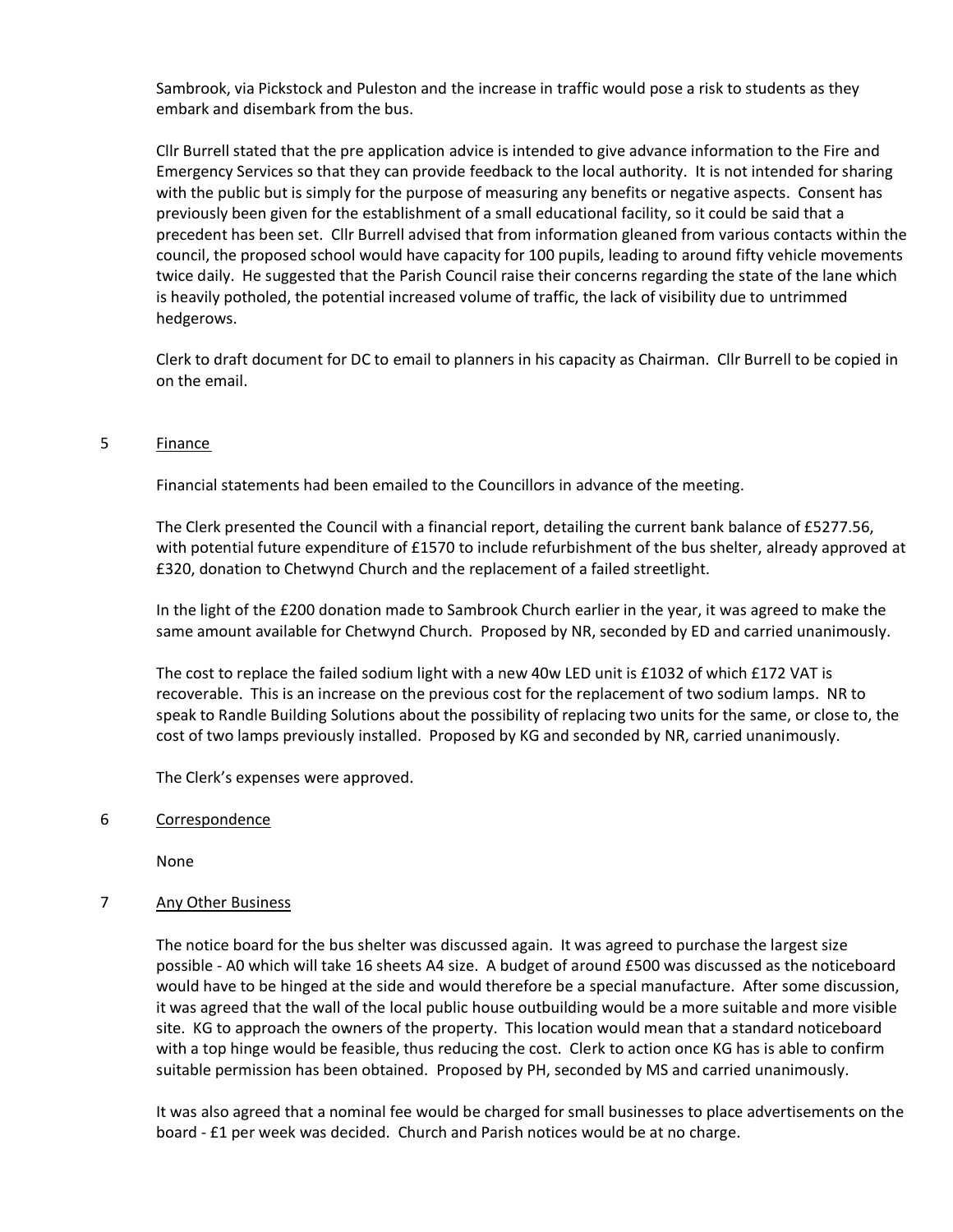Sambrook, via Pickstock and Puleston and the increase in traffic would pose a risk to students as they embark and disembark from the bus.

Cllr Burrell stated that the pre application advice is intended to give advance information to the Fire and Emergency Services so that they can provide feedback to the local authority. It is not intended for sharing with the public but is simply for the purpose of measuring any benefits or negative aspects. Consent has previously been given for the establishment of a small educational facility, so it could be said that a precedent has been set. Cllr Burrell advised that from information gleaned from various contacts within the council, the proposed school would have capacity for 100 pupils, leading to around fifty vehicle movements twice daily. He suggested that the Parish Council raise their concerns regarding the state of the lane which is heavily potholed, the potential increased volume of traffic, the lack of visibility due to untrimmed hedgerows.

Clerk to draft document for DC to email to planners in his capacity as Chairman. Cllr Burrell to be copied in on the email.

## 5 Finance

Financial statements had been emailed to the Councillors in advance of the meeting.

The Clerk presented the Council with a financial report, detailing the current bank balance of £5277.56, with potential future expenditure of £1570 to include refurbishment of the bus shelter, already approved at £320, donation to Chetwynd Church and the replacement of a failed streetlight.

In the light of the £200 donation made to Sambrook Church earlier in the year, it was agreed to make the same amount available for Chetwynd Church. Proposed by NR, seconded by ED and carried unanimously.

The cost to replace the failed sodium light with a new 40w LED unit is £1032 of which £172 VAT is recoverable. This is an increase on the previous cost for the replacement of two sodium lamps. NR to speak to Randle Building Solutions about the possibility of replacing two units for the same, or close to, the cost of two lamps previously installed. Proposed by KG and seconded by NR, carried unanimously.

The Clerk's expenses were approved.

## 6 Correspondence

None

## 7 Any Other Business

The notice board for the bus shelter was discussed again. It was agreed to purchase the largest size possible - A0 which will take 16 sheets A4 size. A budget of around £500 was discussed as the noticeboard would have to be hinged at the side and would therefore be a special manufacture. After some discussion, it was agreed that the wall of the local public house outbuilding would be a more suitable and more visible site. KG to approach the owners of the property. This location would mean that a standard noticeboard with a top hinge would be feasible, thus reducing the cost. Clerk to action once KG has is able to confirm suitable permission has been obtained. Proposed by PH, seconded by MS and carried unanimously.

It was also agreed that a nominal fee would be charged for small businesses to place advertisements on the board - £1 per week was decided. Church and Parish notices would be at no charge.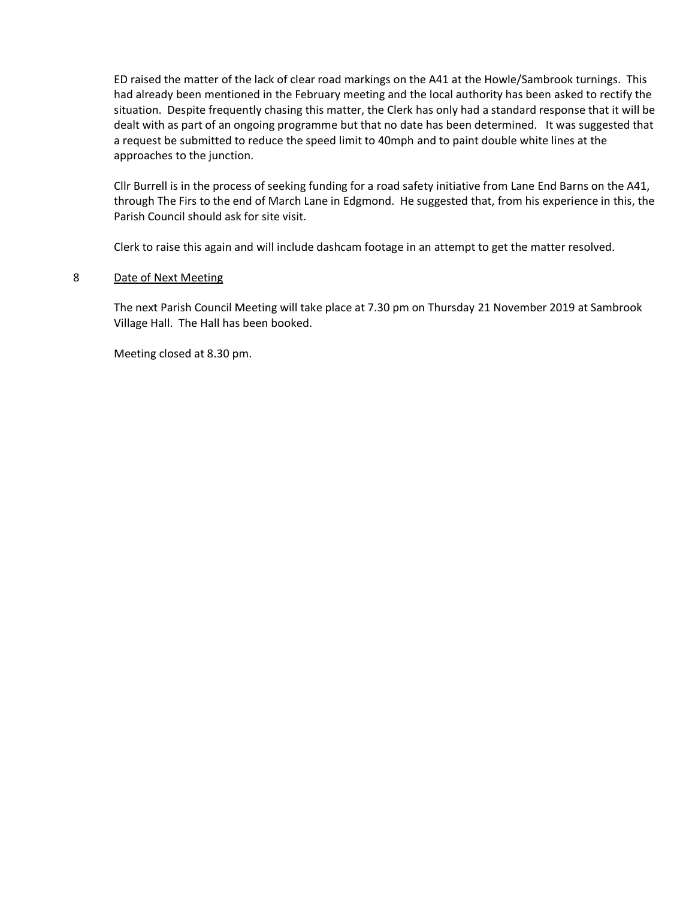ED raised the matter of the lack of clear road markings on the A41 at the Howle/Sambrook turnings. This had already been mentioned in the February meeting and the local authority has been asked to rectify the situation. Despite frequently chasing this matter, the Clerk has only had a standard response that it will be dealt with as part of an ongoing programme but that no date has been determined. It was suggested that a request be submitted to reduce the speed limit to 40mph and to paint double white lines at the approaches to the junction.

Cllr Burrell is in the process of seeking funding for a road safety initiative from Lane End Barns on the A41, through The Firs to the end of March Lane in Edgmond. He suggested that, from his experience in this, the Parish Council should ask for site visit.

Clerk to raise this again and will include dashcam footage in an attempt to get the matter resolved.

8 Date of Next Meeting

The next Parish Council Meeting will take place at 7.30 pm on Thursday 21 November 2019 at Sambrook Village Hall. The Hall has been booked.

Meeting closed at 8.30 pm.